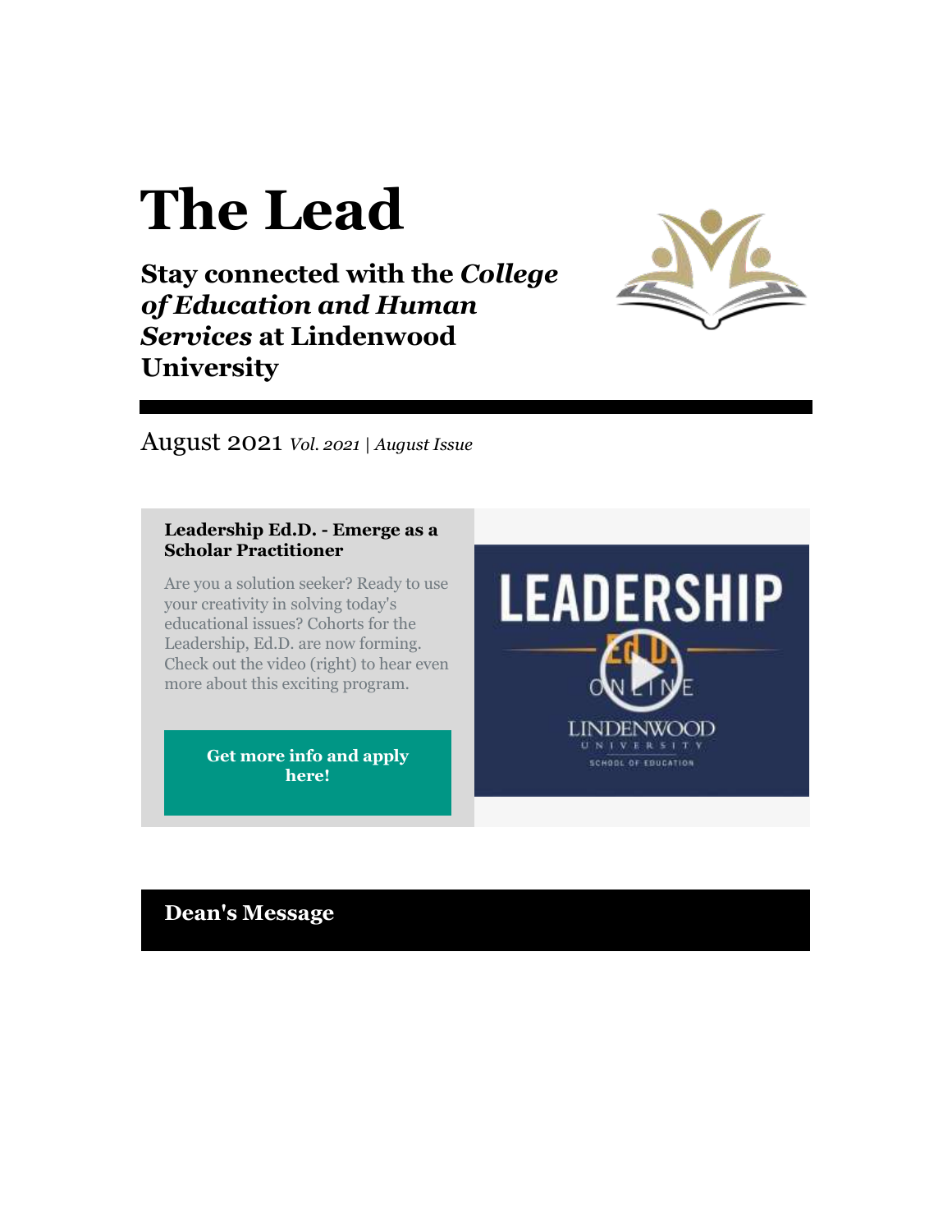# The Lead

## Stay connected with the *College of Education and Human Services* at Lindenwood University

August 2021 *Vol. 2021 | August Issue*

### Leadership Ed.D. - Emerge as a Scholar Practitioner

Are you a solution seeker? Ready to use your creativity in solving today's educational issues? Cohorts for the Leadership, Ed.D. are now forming. Check out the video (right) to hear even more about this exciting program.

**Get more info and apply here!**

## Dean's Message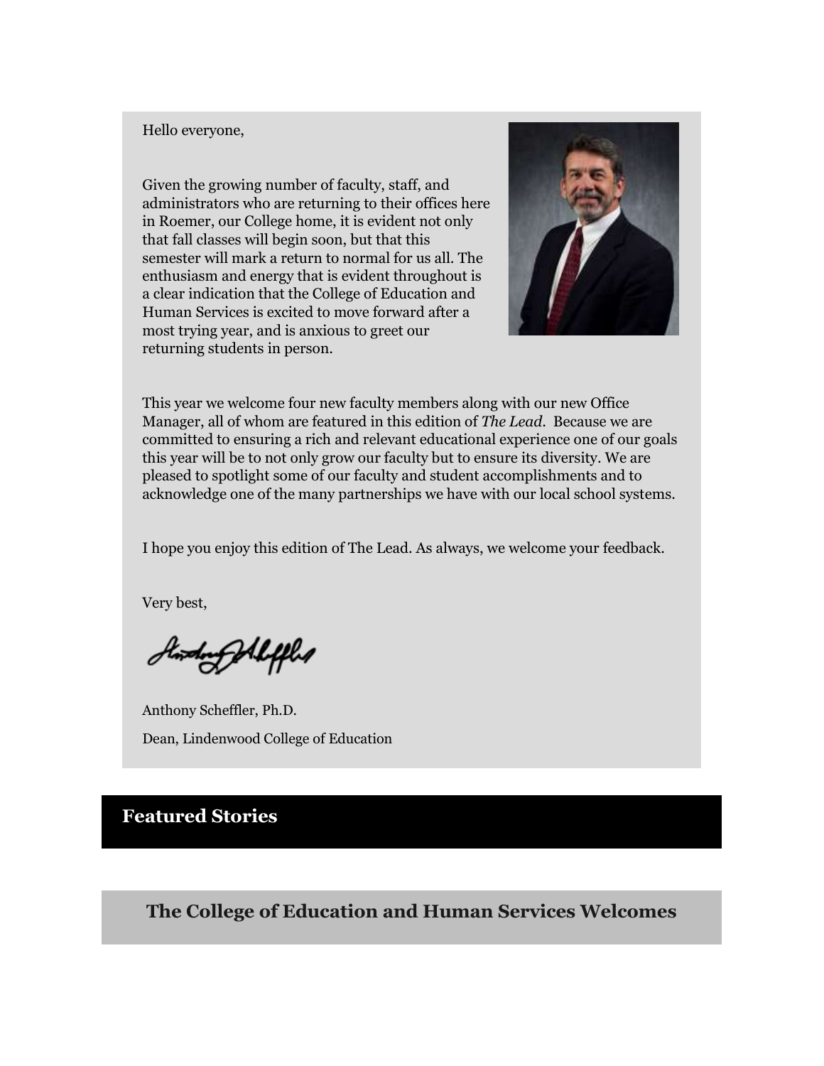Hello everyone,

Given the growing number of faculty, staff, and administrators who are returning to their offices here in Roemer, our College home, it is evident not only that fall classes will begin soon, but that this semester will mark a return to normal for us all. The enthusiasm and energy that is evident throughout is a clear indication that the College of Education and Human Services is excited to move forward after a most trying year, and is anxious to greet our returning students in person.

This year we welcome four new faculty members along with our new Office Manager, all of whom are featured in this edition of *The Lead*. Because we are committed to ensuring a rich and relevant educational experience one of our goals this year will be to not only grow our faculty but to ensure its diversity. We are pleased to spotlight some of our faculty and student accomplishments and to acknowledge one of the many partnerships we have with our local school systems.

I hope you enjoy this edition of The Lead. As always, we welcome your feedback.

Very best,

Anthony Scheffler, Ph.D.

Dean, Lindenwood College of Education

## Featured Stories

## The College of Education and Human Services Welcomes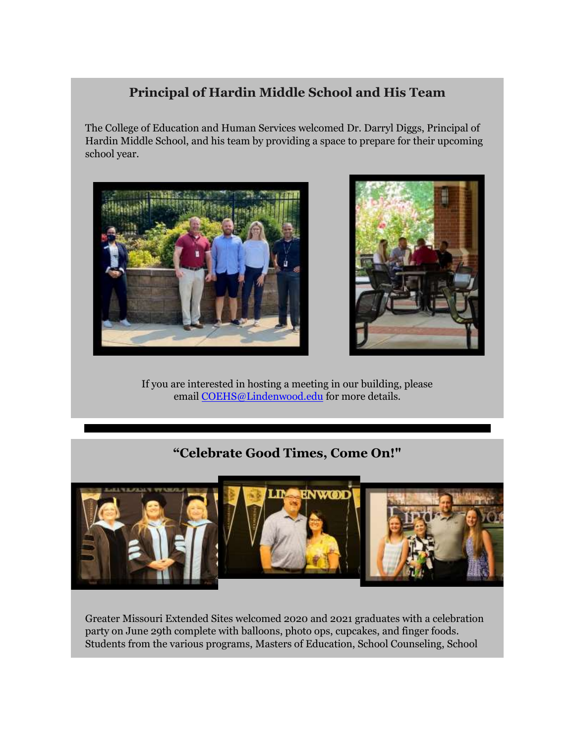## Principal of Hardin Middle School and His Team

The College of Education and Human Services welcomed Dr. Darryl Diggs, Principal of Hardin Middle School, and his team by providing a space to prepare for their upcoming school year.

If you are interested in hosting a meeting in our building, please email [COEHS@Lindenwood.edu](mailto:COEHS@Lindenwood.edu) for more details.

---

## "Celebrate Good Times, Come On!"

Greater Missouri Extended Sites welcomed 2020 and 2021 graduates with a celebration party on June 29th complete with balloons, photo ops, cupcakes, and finger foods. Students from the various programs, Masters of Education, School Counseling, School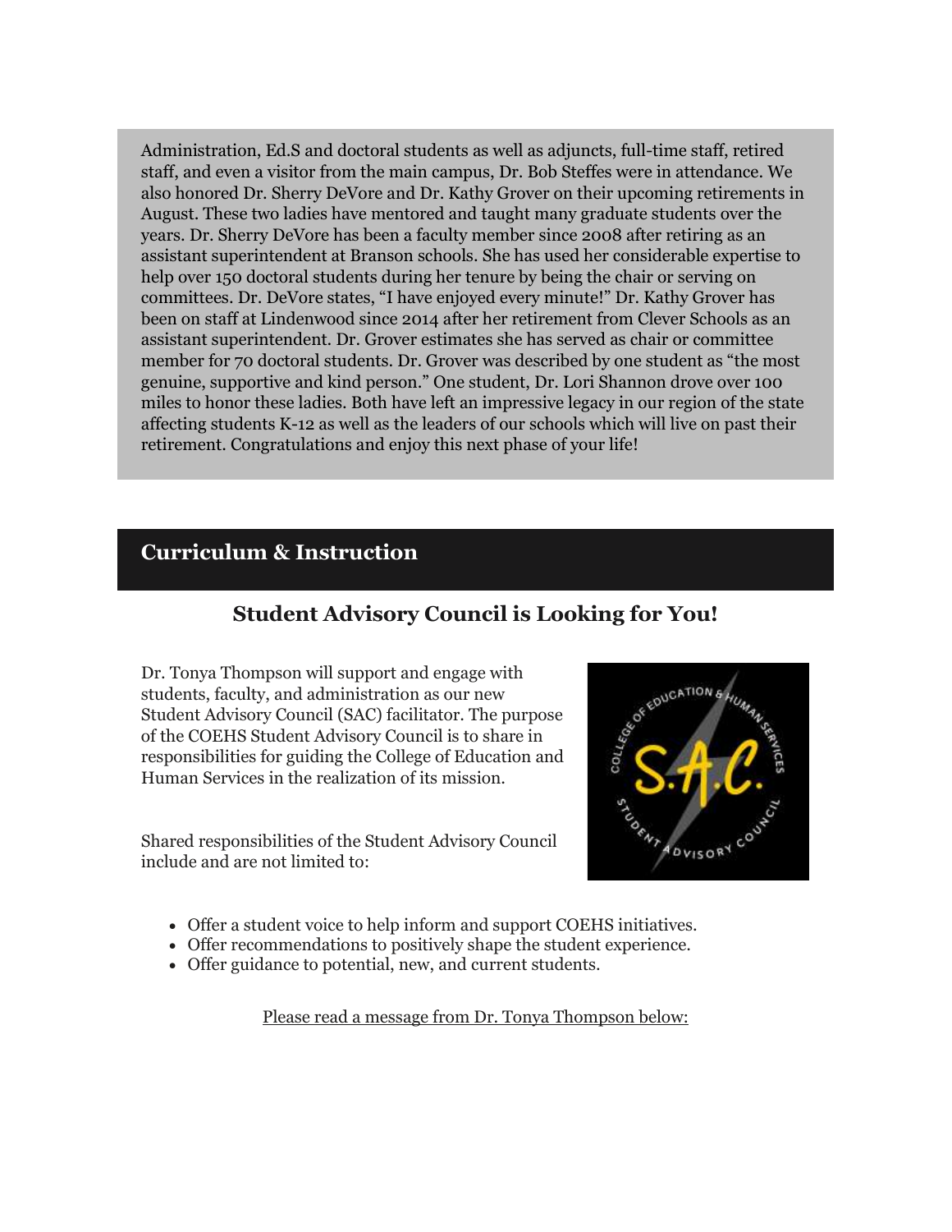Administration, Ed.S and doctoral students as well as adjuncts, full-time staff, retired staff, and even a visitor from the main campus, Dr. Bob Steffes were in attendance. We also honored Dr. Sherry DeVore and Dr. Kathy Grover on their upcoming retirements in August. These two ladies have mentored and taught many graduate students over the years. Dr. Sherry DeVore has been a faculty member since 2008 after retiring as an assistant superintendent at Branson schools. She has used her considerable expertise to help over 150 doctoral students during her tenure by being the chair or serving on committees. Dr. DeVore states, "I have enjoyed every minute!" Dr. Kathy Grover has been on staff at Lindenwood since 2014 after her retirement from Clever Schools as an assistant superintendent. Dr. Grover estimates she has served as chair or committee member for 70 doctoral students. Dr. Grover was described by one student as "the most genuine, supportive and kind person." One student, Dr. Lori Shannon drove over 100 miles to honor these ladies. Both have left an impressive legacy in our region of the state affecting students K-12 as well as the leaders of our schools which will live on past their retirement. Congratulations and enjoy this next phase of your life!

## Curriculum & Instruction

### Student Advisory Council is Looking for You!

Dr. Tonya Thompson will support and engage with students, faculty, and administration as our new Student Advisory Council (SAC) facilitator. The purpose of the COEHS Student Advisory Council is to share in responsibilities for guiding the College of Education and Human Services in the realization of its mission.

Shared responsibilities of the Student Advisory Council include and are not limited to:

- Offer a student voice to help inform and support COEHS initiatives.
- Offer recommendations to positively shape the student experience.
- Offer guidance to potential, new, and current students.

Please read a message from Dr. Tonya Thompson below: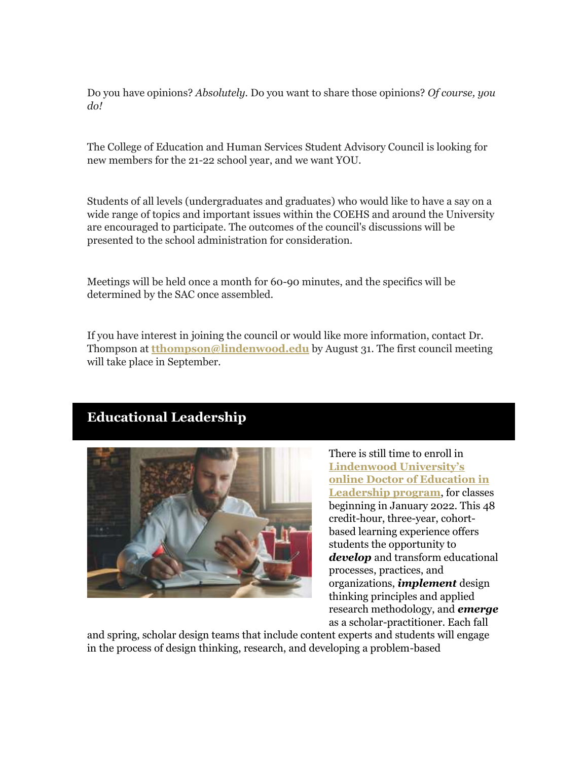Do you have opinions? *Absolutely.* Do you want to share those opinions? *Of course, you do!*

The College of Education and Human Services Student Advisory Council is looking for new members for the 21-22 school year, and we want YOU.

Students of all levels (undergraduates and graduates) who would like to have a say on a wide range of topics and important issues within the COEHS and around the University are encouraged to participate. The outcomes of the council's discussions will be presented to the school administration for consideration.

Meetings will be held once a month for 60-90 minutes, and the specifics will be determined by the SAC once assembled.

If you have interest in joining the council or would like more information, contact Dr. Thompson at **tthompson@lindenwood.edu** by August 31. The first council meeting will take place in September.

## Educational Leadership

There is still time to enroll in **Lindenwood University's online Doctor of Education in Leadership program**, for classes beginning in January 2022. This 48 credit-hour, three-year, cohort-based learning experience offers students the opportunity to ***develop*** and transform educational processes, practices, and organizations, ***implement*** design thinking principles and applied research methodology, and ***emerge*** as a scholar-practitioner. Each fall and spring, scholar design teams that include content experts and students will engage in the process of design thinking, research, and developing a problem-based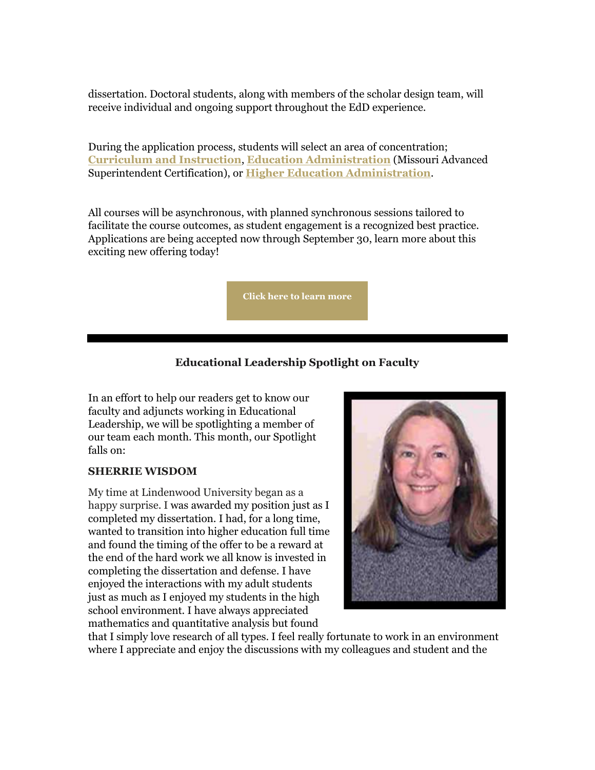dissertation. Doctoral students, along with members of the scholar design team, will receive individual and ongoing support throughout the EdD experience.

During the application process, students will select an area of concentration; **Curriculum and Instruction**, **Education Administration** (Missouri Advanced Superintendent Certification), or **Higher Education Administration**.

All courses will be asynchronous, with planned synchronous sessions tailored to facilitate the course outcomes, as student engagement is a recognized best practice. Applications are being accepted now through September 30, learn more about this exciting new offering today!

**Click here to learn more**

---

### Educational Leadership Spotlight on Faculty

In an effort to help our readers get to know our faculty and adjuncts working in Educational Leadership, we will be spotlighting a member of our team each month. This month, our Spotlight falls on:

**SHERRIE WISDOM**

My time at Lindenwood University began as a happy surprise. I was awarded my position just as I completed my dissertation. I had, for a long time, wanted to transition into higher education full time and found the timing of the offer to be a reward at the end of the hard work we all know is invested in completing the dissertation and defense. I have enjoyed the interactions with my adult students just as much as I enjoyed my students in the high school environment. I have always appreciated mathematics and quantitative analysis but found that I simply love research of all types. I feel really fortunate to work in an environment where I appreciate and enjoy the discussions with my colleagues and student and the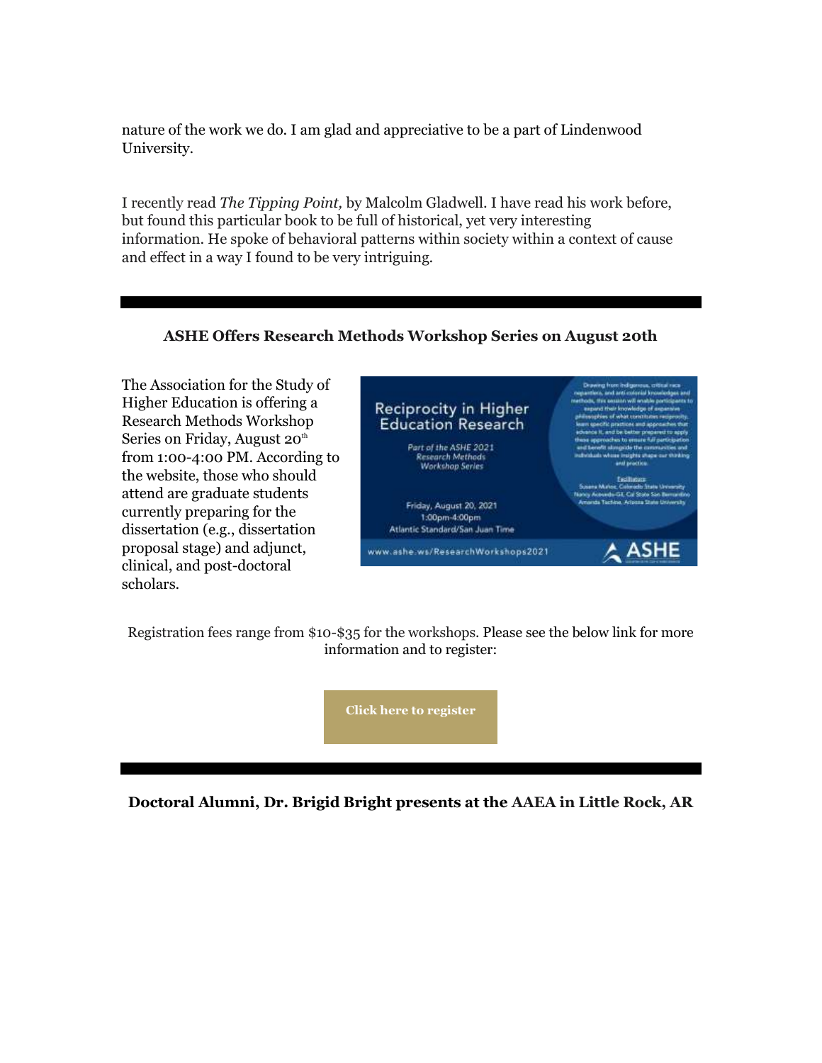nature of the work we do. I am glad and appreciative to be a part of Lindenwood University.

I recently read *The Tipping Point,* by Malcolm Gladwell. I have read his work before, but found this particular book to be full of historical, yet very interesting information. He spoke of behavioral patterns within society within a context of cause and effect in a way I found to be very intriguing.

---

**ASHE Offers Research Methods Workshop Series on August 20th**

The Association for the Study of Higher Education is offering a Research Methods Workshop Series on Friday, August 20th from 1:00-4:00 PM. According to the website, those who should attend are graduate students currently preparing for the dissertation (e.g., dissertation proposal stage) and adjunct, clinical, and post-doctoral scholars.

Registration fees range from $10-$35 for the workshops. Please see the below link for more information and to register:

**Click here to register**

---

**Doctoral Alumni, Dr. Brigid Bright presents at the AAEA in Little Rock, AR**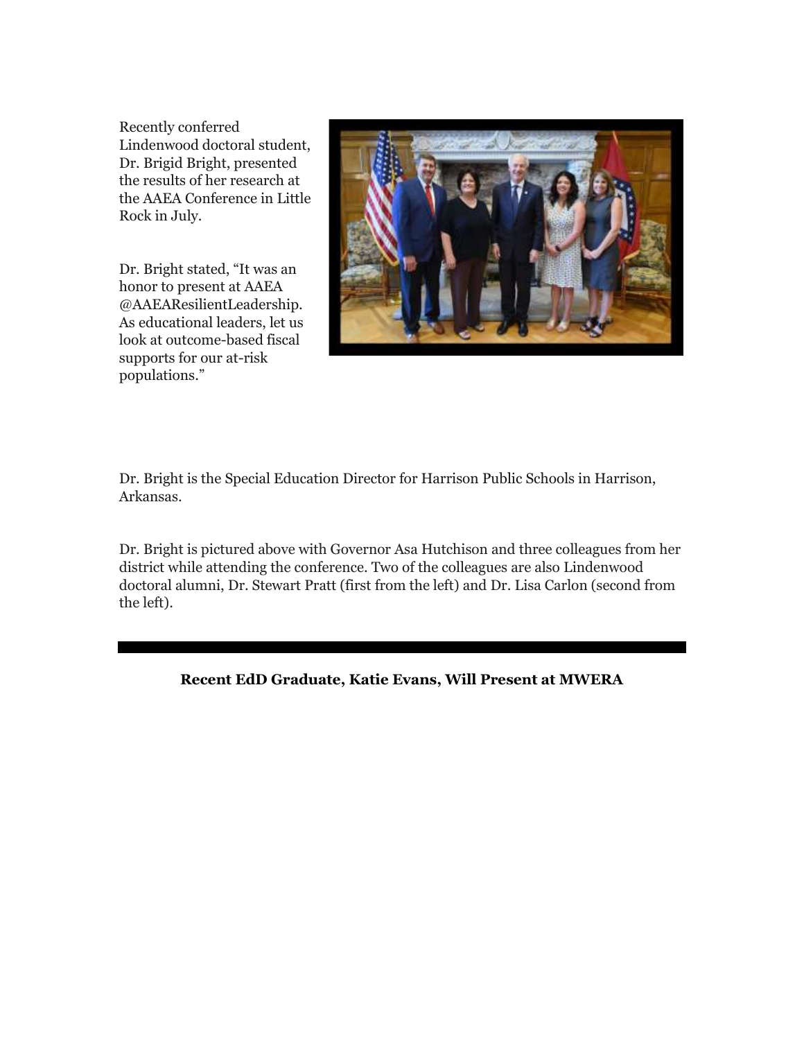Recently conferred Lindenwood doctoral student, Dr. Brigid Bright, presented the results of her research at the AAEA Conference in Little Rock in July.

Dr. Bright stated, "It was an honor to present at AAEA @AAEAResilientLeadership. As educational leaders, let us look at outcome-based fiscal supports for our at-risk populations."

Dr. Bright is the Special Education Director for Harrison Public Schools in Harrison, Arkansas.

Dr. Bright is pictured above with Governor Asa Hutchison and three colleagues from her district while attending the conference. Two of the colleagues are also Lindenwood doctoral alumni, Dr. Stewart Pratt (first from the left) and Dr. Lisa Carlon (second from the left).

---

**Recent EdD Graduate, Katie Evans, Will Present at MWERA**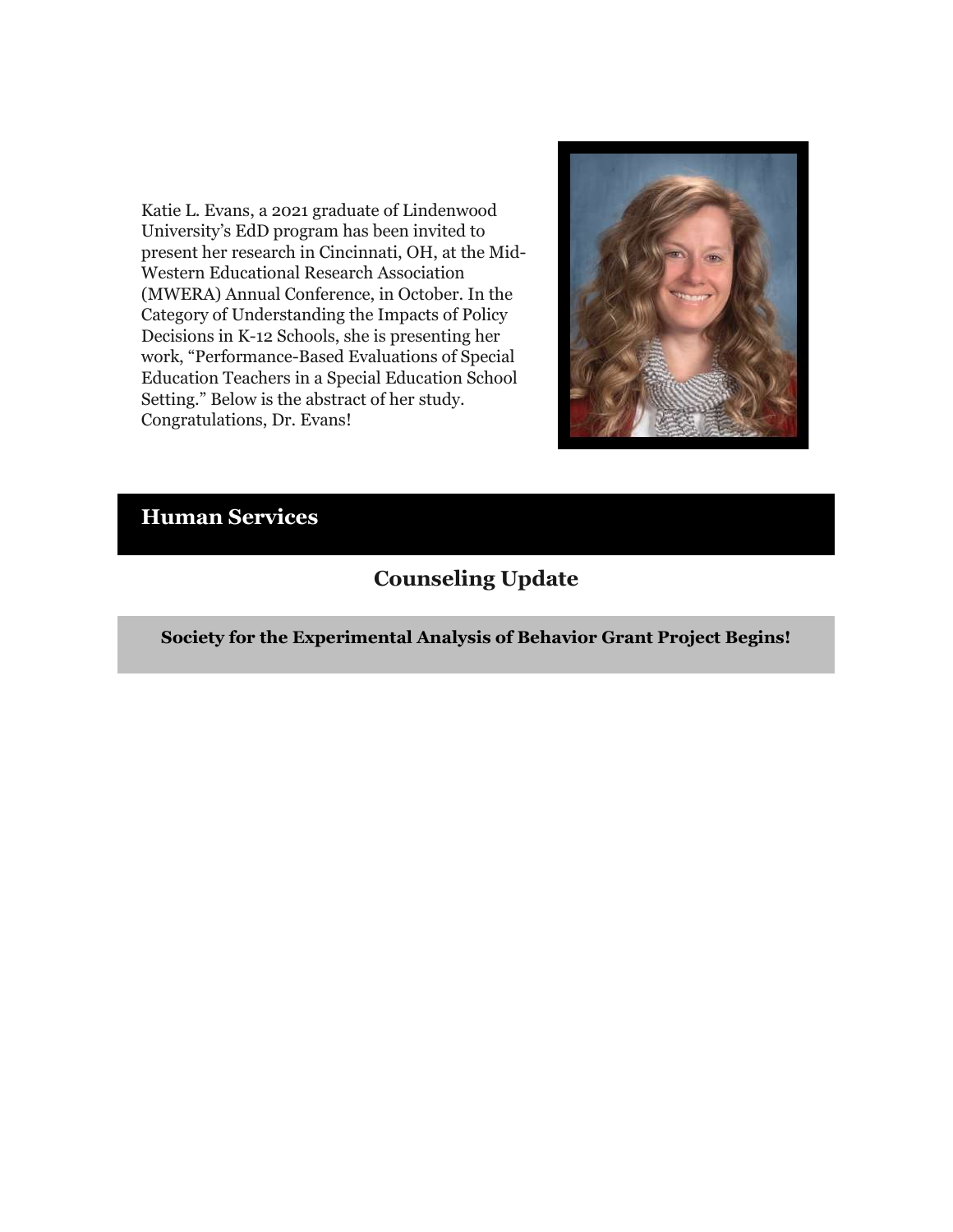Katie L. Evans, a 2021 graduate of Lindenwood University's EdD program has been invited to present her research in Cincinnati, OH, at the Mid-Western Educational Research Association (MWERA) Annual Conference, in October. In the Category of Understanding the Impacts of Policy Decisions in K-12 Schools, she is presenting her work, "Performance-Based Evaluations of Special Education Teachers in a Special Education School Setting." Below is the abstract of her study. Congratulations, Dr. Evans!

## Human Services

### Counseling Update

**Society for the Experimental Analysis of Behavior Grant Project Begins!**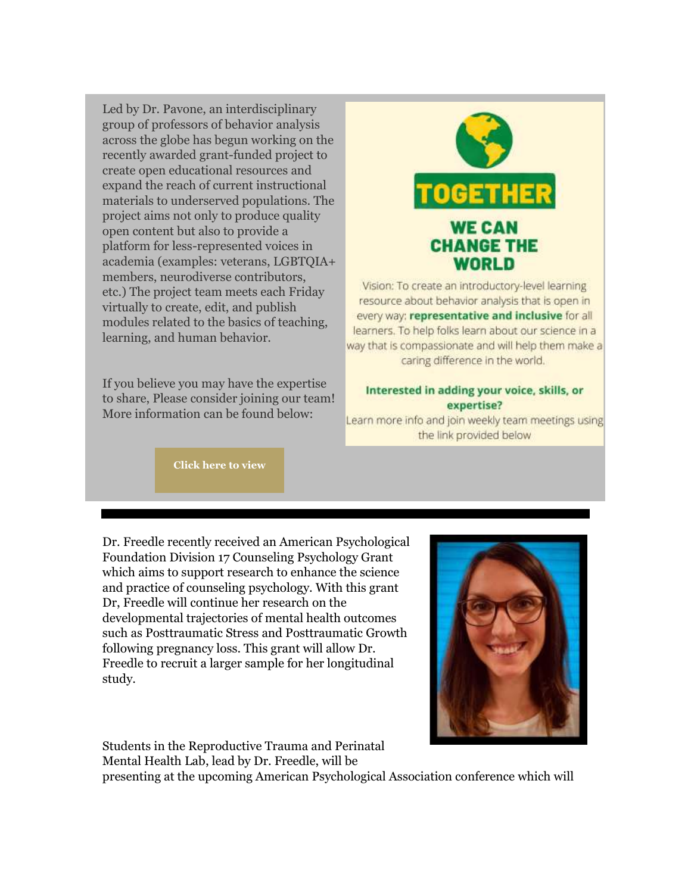Led by Dr. Pavone, an interdisciplinary group of professors of behavior analysis across the globe has begun working on the recently awarded grant-funded project to create open educational resources and expand the reach of current instructional materials to underserved populations. The project aims not only to produce quality open content but also to provide a platform for less-represented voices in academia (examples: veterans, LGBTQIA+ members, neurodiverse contributors, etc.) The project team meets each Friday virtually to create, edit, and publish modules related to the basics of teaching, learning, and human behavior.

If you believe you may have the expertise to share, Please consider joining our team! More information can be found below:

**TOGETHER**

**WE CAN CHANGE THE WORLD**

Vision: To create an introductory-level learning resource about behavior analysis that is open in every way: **representative and inclusive** for all learners. To help folks learn about our science in a way that is compassionate and will help them make a caring difference in the world.

**Interested in adding your voice, skills, or expertise?**

Learn more info and join weekly team meetings using the link provided below

**Click here to view**

---

Dr. Freedle recently received an American Psychological Foundation Division 17 Counseling Psychology Grant which aims to support research to enhance the science and practice of counseling psychology. With this grant Dr, Freedle will continue her research on the developmental trajectories of mental health outcomes such as Posttraumatic Stress and Posttraumatic Growth following pregnancy loss. This grant will allow Dr. Freedle to recruit a larger sample for her longitudinal study.

Students in the Reproductive Trauma and Perinatal Mental Health Lab, lead by Dr. Freedle, will be presenting at the upcoming American Psychological Association conference which will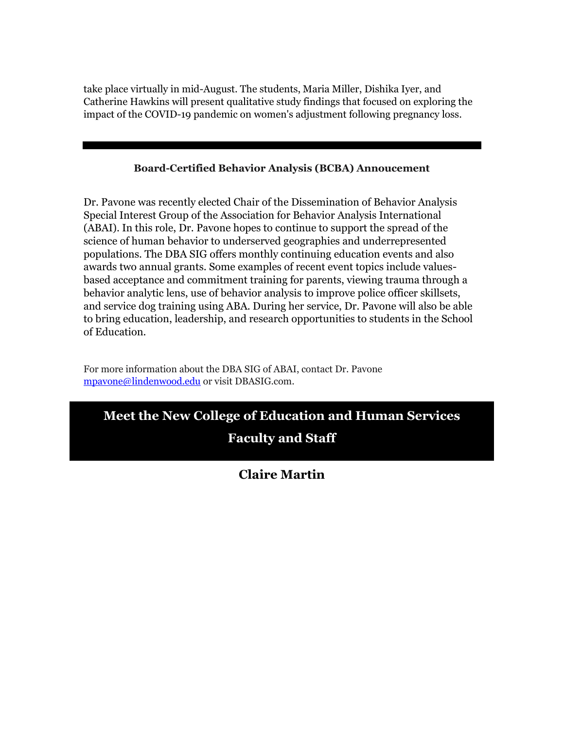take place virtually in mid-August. The students, Maria Miller, Dishika Iyer, and Catherine Hawkins will present qualitative study findings that focused on exploring the impact of the COVID-19 pandemic on women's adjustment following pregnancy loss.

---

**Board-Certified Behavior Analysis (BCBA) Annoucement**

Dr. Pavone was recently elected Chair of the Dissemination of Behavior Analysis Special Interest Group of the Association for Behavior Analysis International (ABAI). In this role, Dr. Pavone hopes to continue to support the spread of the science of human behavior to underserved geographies and underrepresented populations. The DBA SIG offers monthly continuing education events and also awards two annual grants. Some examples of recent event topics include values-based acceptance and commitment training for parents, viewing trauma through a behavior analytic lens, use of behavior analysis to improve police officer skillsets, and service dog training using ABA. During her service, Dr. Pavone will also be able to bring education, leadership, and research opportunities to students in the School of Education.

For more information about the DBA SIG of ABAI, contact Dr. Pavone mpavone@lindenwood.edu or visit DBASIG.com.

## Meet the New College of Education and Human Services Faculty and Staff

### Claire Martin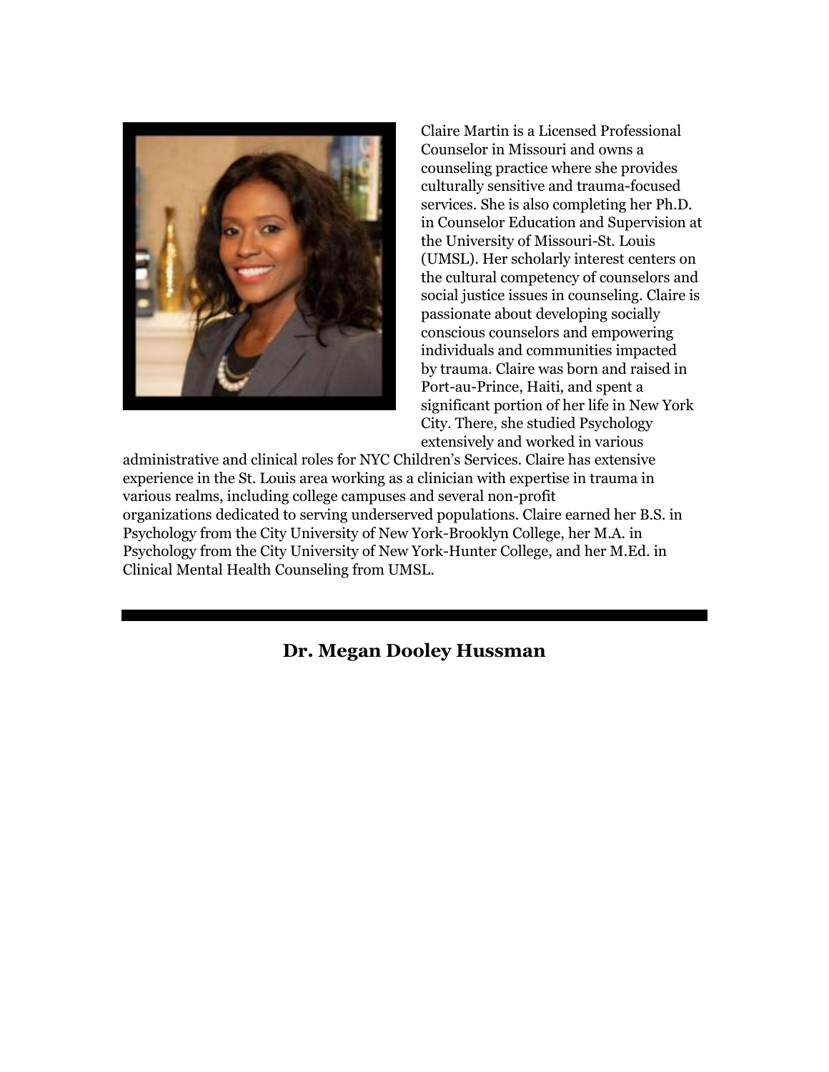Claire Martin is a Licensed Professional Counselor in Missouri and owns a counseling practice where she provides culturally sensitive and trauma-focused services. She is also completing her Ph.D. in Counselor Education and Supervision at the University of Missouri-St. Louis (UMSL). Her scholarly interest centers on the cultural competency of counselors and social justice issues in counseling. Claire is passionate about developing socially conscious counselors and empowering individuals and communities impacted by trauma. Claire was born and raised in Port-au-Prince, Haiti, and spent a significant portion of her life in New York City. There, she studied Psychology extensively and worked in various administrative and clinical roles for NYC Children's Services. Claire has extensive experience in the St. Louis area working as a clinician with expertise in trauma in various realms, including college campuses and several non-profit organizations dedicated to serving underserved populations. Claire earned her B.S. in Psychology from the City University of New York-Brooklyn College, her M.A. in Psychology from the City University of New York-Hunter College, and her M.Ed. in Clinical Mental Health Counseling from UMSL.

---

## Dr. Megan Dooley Hussman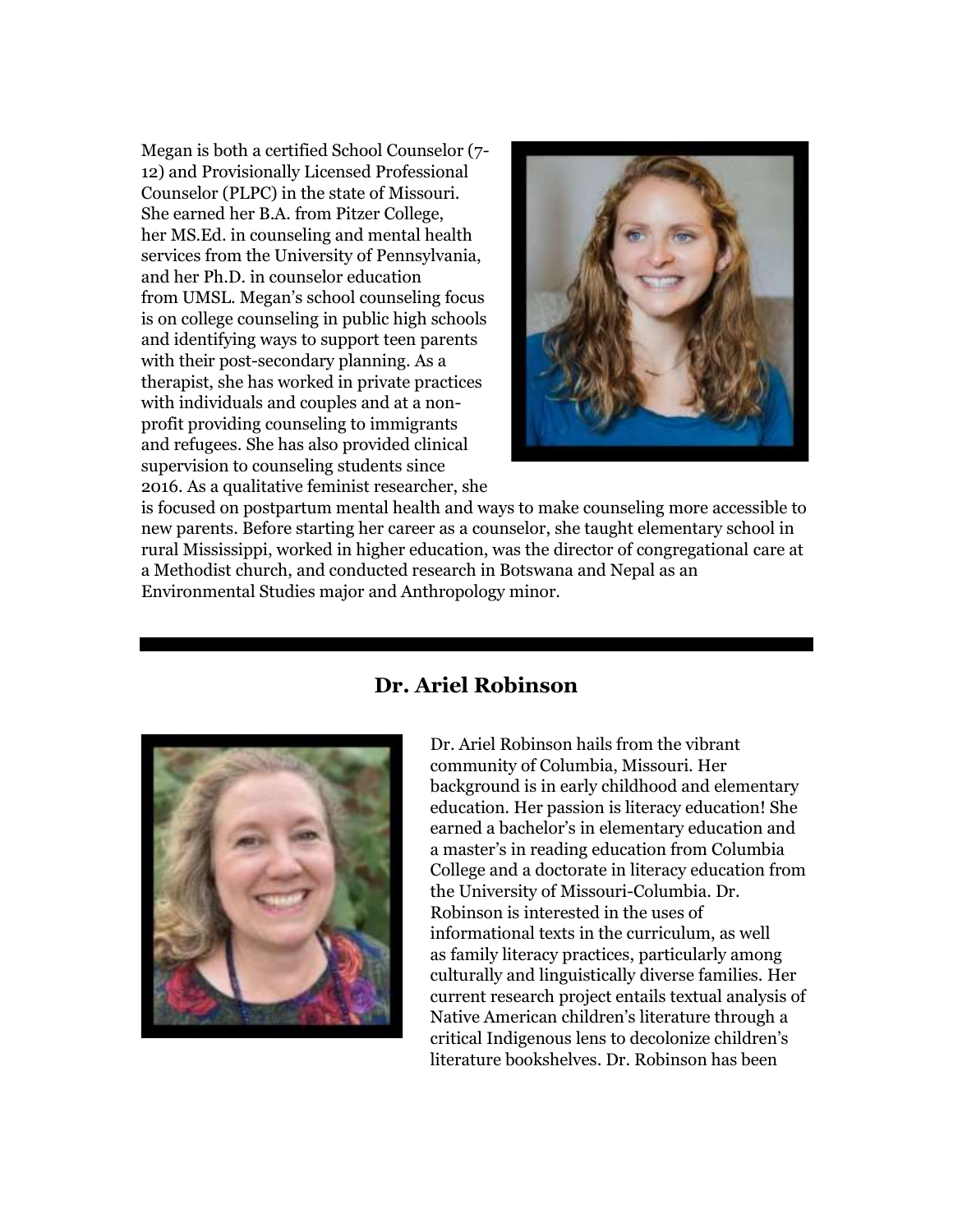Megan is both a certified School Counselor (7-12) and Provisionally Licensed Professional Counselor (PLPC) in the state of Missouri. She earned her B.A. from Pitzer College, her MS.Ed. in counseling and mental health services from the University of Pennsylvania, and her Ph.D. in counselor education from UMSL. Megan's school counseling focus is on college counseling in public high schools and identifying ways to support teen parents with their post-secondary planning. As a therapist, she has worked in private practices with individuals and couples and at a non-profit providing counseling to immigrants and refugees. She has also provided clinical supervision to counseling students since 2016. As a qualitative feminist researcher, she is focused on postpartum mental health and ways to make counseling more accessible to new parents. Before starting her career as a counselor, she taught elementary school in rural Mississippi, worked in higher education, was the director of congregational care at a Methodist church, and conducted research in Botswana and Nepal as an Environmental Studies major and Anthropology minor.

---

## Dr. Ariel Robinson

Dr. Ariel Robinson hails from the vibrant community of Columbia, Missouri. Her background is in early childhood and elementary education. Her passion is literacy education! She earned a bachelor's in elementary education and a master's in reading education from Columbia College and a doctorate in literacy education from the University of Missouri-Columbia. Dr. Robinson is interested in the uses of informational texts in the curriculum, as well as family literacy practices, particularly among culturally and linguistically diverse families. Her current research project entails textual analysis of Native American children's literature through a critical Indigenous lens to decolonize children's literature bookshelves. Dr. Robinson has been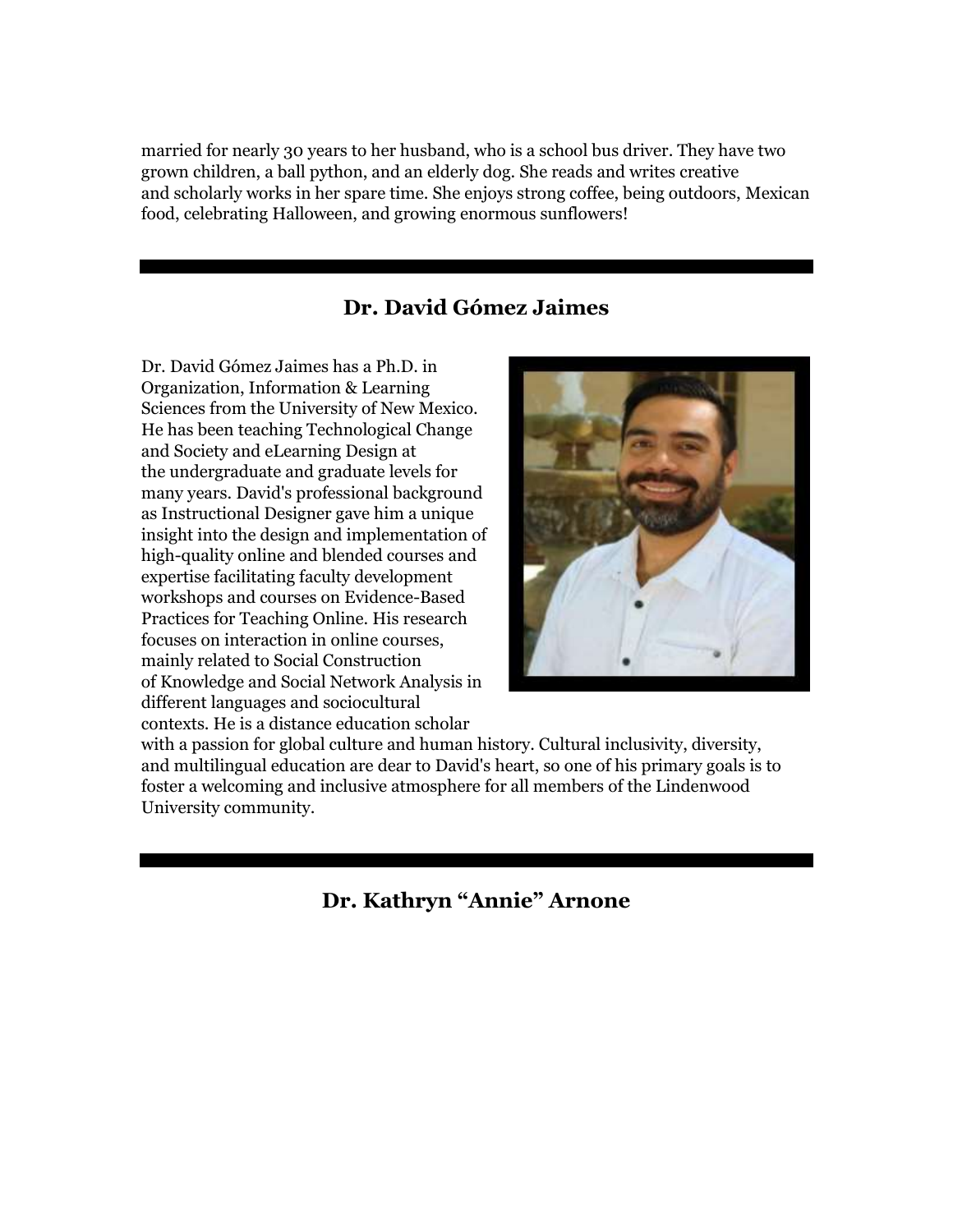married for nearly 30 years to her husband, who is a school bus driver. They have two grown children, a ball python, and an elderly dog. She reads and writes creative and scholarly works in her spare time. She enjoys strong coffee, being outdoors, Mexican food, celebrating Halloween, and growing enormous sunflowers!

---

## Dr. David Gómez Jaimes

Dr. David Gómez Jaimes has a Ph.D. in Organization, Information & Learning Sciences from the University of New Mexico. He has been teaching Technological Change and Society and eLearning Design at the undergraduate and graduate levels for many years. David's professional background as Instructional Designer gave him a unique insight into the design and implementation of high-quality online and blended courses and expertise facilitating faculty development workshops and courses on Evidence-Based Practices for Teaching Online. His research focuses on interaction in online courses, mainly related to Social Construction of Knowledge and Social Network Analysis in different languages and sociocultural contexts. He is a distance education scholar with a passion for global culture and human history. Cultural inclusivity, diversity, and multilingual education are dear to David's heart, so one of his primary goals is to foster a welcoming and inclusive atmosphere for all members of the Lindenwood University community.

---

## Dr. Kathryn "Annie" Arnone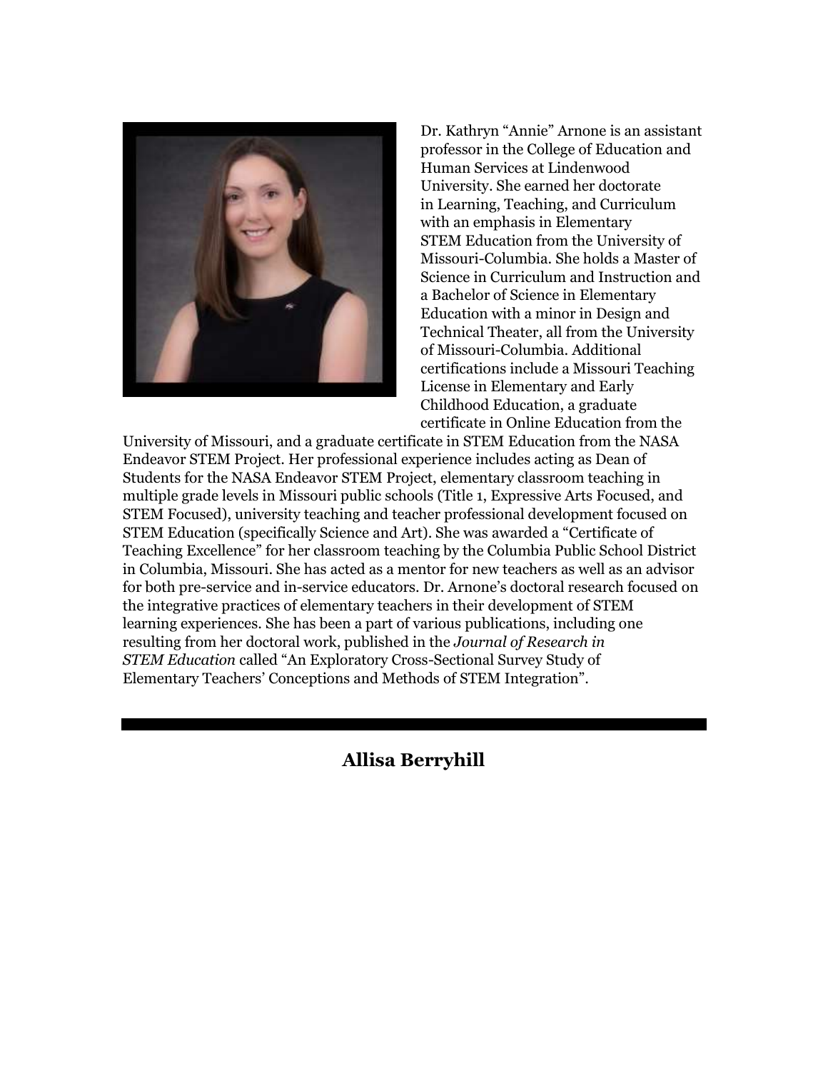Dr. Kathryn "Annie" Arnone is an assistant professor in the College of Education and Human Services at Lindenwood University. She earned her doctorate in Learning, Teaching, and Curriculum with an emphasis in Elementary STEM Education from the University of Missouri-Columbia. She holds a Master of Science in Curriculum and Instruction and a Bachelor of Science in Elementary Education with a minor in Design and Technical Theater, all from the University of Missouri-Columbia. Additional certifications include a Missouri Teaching License in Elementary and Early Childhood Education, a graduate certificate in Online Education from the University of Missouri, and a graduate certificate in STEM Education from the NASA Endeavor STEM Project. Her professional experience includes acting as Dean of Students for the NASA Endeavor STEM Project, elementary classroom teaching in multiple grade levels in Missouri public schools (Title 1, Expressive Arts Focused, and STEM Focused), university teaching and teacher professional development focused on STEM Education (specifically Science and Art). She was awarded a "Certificate of Teaching Excellence" for her classroom teaching by the Columbia Public School District in Columbia, Missouri. She has acted as a mentor for new teachers as well as an advisor for both pre-service and in-service educators. Dr. Arnone's doctoral research focused on the integrative practices of elementary teachers in their development of STEM learning experiences. She has been a part of various publications, including one resulting from her doctoral work, published in the *Journal of Research in STEM Education* called "An Exploratory Cross-Sectional Survey Study of Elementary Teachers' Conceptions and Methods of STEM Integration".

---

## Allisa Berryhill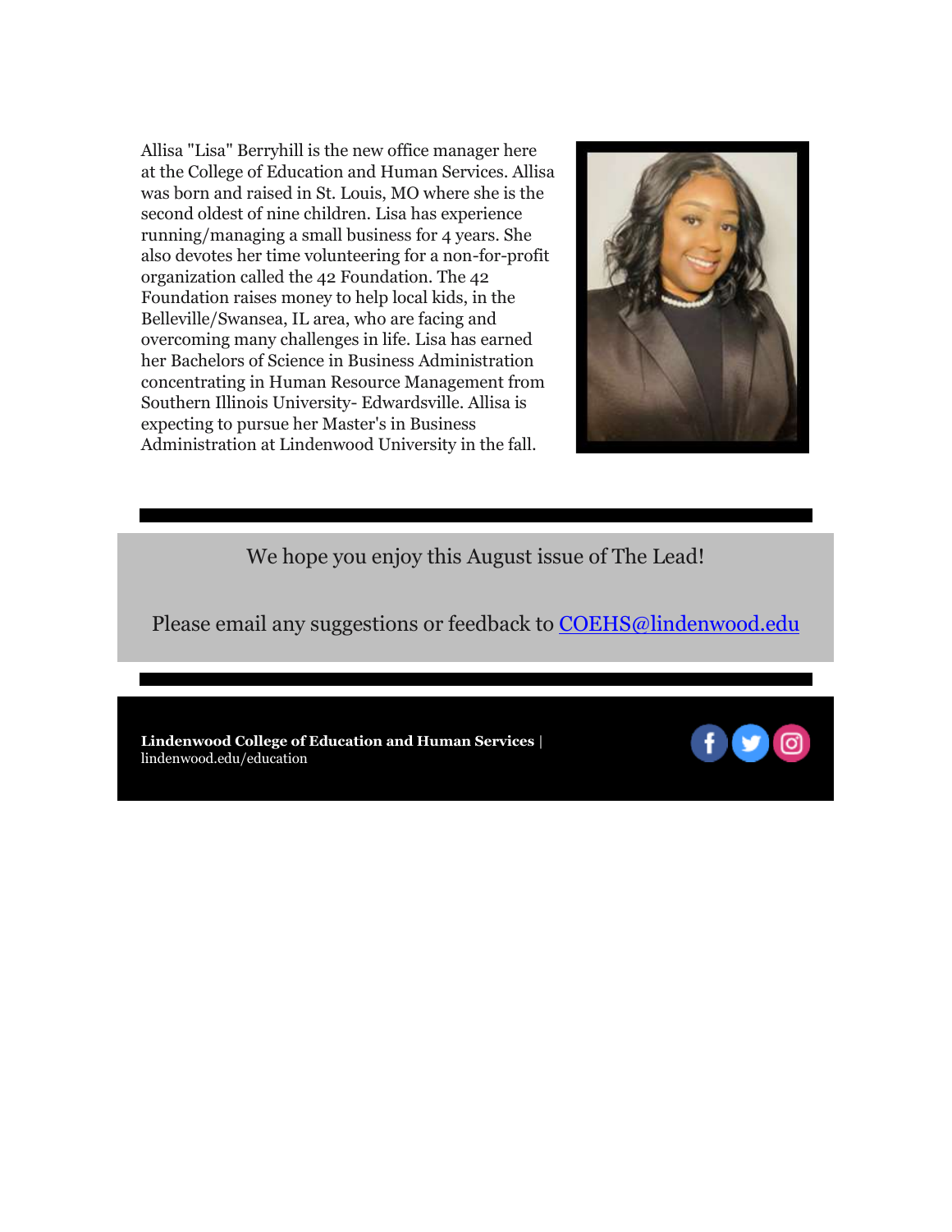Allisa "Lisa" Berryhill is the new office manager here at the College of Education and Human Services. Allisa was born and raised in St. Louis, MO where she is the second oldest of nine children. Lisa has experience running/managing a small business for 4 years. She also devotes her time volunteering for a non-for-profit organization called the 42 Foundation. The 42 Foundation raises money to help local kids, in the Belleville/Swansea, IL area, who are facing and overcoming many challenges in life. Lisa has earned her Bachelors of Science in Business Administration concentrating in Human Resource Management from Southern Illinois University- Edwardsville. Allisa is expecting to pursue her Master's in Business Administration at Lindenwood University in the fall.

We hope you enjoy this August issue of The Lead!

Please email any suggestions or feedback to [COEHS@lindenwood.edu](mailto:COEHS@lindenwood.edu)

**Lindenwood College of Education and Human Services** |
lindenwood.edu/education